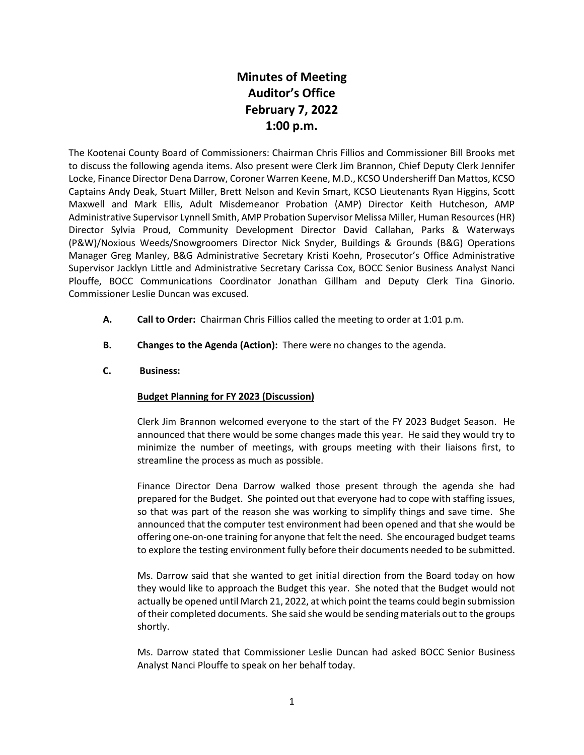# Minutes of Meeting
# Auditor's Office
# February 7, 2022
# 1:00 p.m.

The Kootenai County Board of Commissioners: Chairman Chris Fillios and Commissioner Bill Brooks met to discuss the following agenda items. Also present were Clerk Jim Brannon, Chief Deputy Clerk Jennifer Locke, Finance Director Dena Darrow, Coroner Warren Keene, M.D., KCSO Undersheriff Dan Mattos, KCSO Captains Andy Deak, Stuart Miller, Brett Nelson and Kevin Smart, KCSO Lieutenants Ryan Higgins, Scott Maxwell and Mark Ellis, Adult Misdemeanor Probation (AMP) Director Keith Hutcheson, AMP Administrative Supervisor Lynnell Smith, AMP Probation Supervisor Melissa Miller, Human Resources (HR) Director Sylvia Proud, Community Development Director David Callahan, Parks & Waterways (P&W)/Noxious Weeds/Snowgroomers Director Nick Snyder, Buildings & Grounds (B&G) Operations Manager Greg Manley, B&G Administrative Secretary Kristi Koehn, Prosecutor's Office Administrative Supervisor Jacklyn Little and Administrative Secretary Carissa Cox, BOCC Senior Business Analyst Nanci Plouffe, BOCC Communications Coordinator Jonathan Gillham and Deputy Clerk Tina Ginorio. Commissioner Leslie Duncan was excused.

**A. Call to Order:** Chairman Chris Fillios called the meeting to order at 1:01 p.m.

**B. Changes to the Agenda (Action):** There were no changes to the agenda.

**C. Business:**

**Budget Planning for FY 2023 (Discussion)**

Clerk Jim Brannon welcomed everyone to the start of the FY 2023 Budget Season. He announced that there would be some changes made this year. He said they would try to minimize the number of meetings, with groups meeting with their liaisons first, to streamline the process as much as possible.

Finance Director Dena Darrow walked those present through the agenda she had prepared for the Budget. She pointed out that everyone had to cope with staffing issues, so that was part of the reason she was working to simplify things and save time. She announced that the computer test environment had been opened and that she would be offering one-on-one training for anyone that felt the need. She encouraged budget teams to explore the testing environment fully before their documents needed to be submitted.

Ms. Darrow said that she wanted to get initial direction from the Board today on how they would like to approach the Budget this year. She noted that the Budget would not actually be opened until March 21, 2022, at which point the teams could begin submission of their completed documents. She said she would be sending materials out to the groups shortly.

Ms. Darrow stated that Commissioner Leslie Duncan had asked BOCC Senior Business Analyst Nanci Plouffe to speak on her behalf today.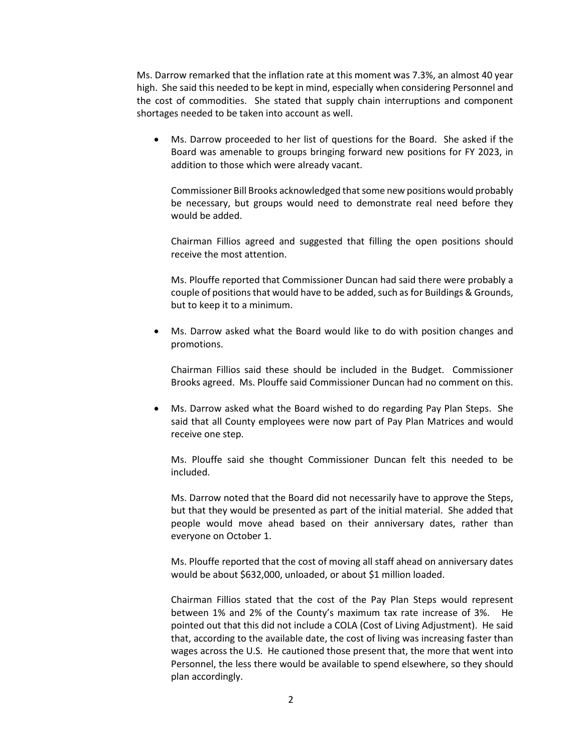Ms. Darrow remarked that the inflation rate at this moment was 7.3%, an almost 40 year high. She said this needed to be kept in mind, especially when considering Personnel and the cost of commodities. She stated that supply chain interruptions and component shortages needed to be taken into account as well.

- Ms. Darrow proceeded to her list of questions for the Board. She asked if the Board was amenable to groups bringing forward new positions for FY 2023, in addition to those which were already vacant.

  Commissioner Bill Brooks acknowledged that some new positions would probably be necessary, but groups would need to demonstrate real need before they would be added.

  Chairman Fillios agreed and suggested that filling the open positions should receive the most attention.

  Ms. Plouffe reported that Commissioner Duncan had said there were probably a couple of positions that would have to be added, such as for Buildings & Grounds, but to keep it to a minimum.

- Ms. Darrow asked what the Board would like to do with position changes and promotions.

  Chairman Fillios said these should be included in the Budget. Commissioner Brooks agreed. Ms. Plouffe said Commissioner Duncan had no comment on this.

- Ms. Darrow asked what the Board wished to do regarding Pay Plan Steps. She said that all County employees were now part of Pay Plan Matrices and would receive one step.

  Ms. Plouffe said she thought Commissioner Duncan felt this needed to be included.

  Ms. Darrow noted that the Board did not necessarily have to approve the Steps, but that they would be presented as part of the initial material. She added that people would move ahead based on their anniversary dates, rather than everyone on October 1.

  Ms. Plouffe reported that the cost of moving all staff ahead on anniversary dates would be about $632,000, unloaded, or about $1 million loaded.

  Chairman Fillios stated that the cost of the Pay Plan Steps would represent between 1% and 2% of the County's maximum tax rate increase of 3%. He pointed out that this did not include a COLA (Cost of Living Adjustment). He said that, according to the available date, the cost of living was increasing faster than wages across the U.S. He cautioned those present that, the more that went into Personnel, the less there would be available to spend elsewhere, so they should plan accordingly.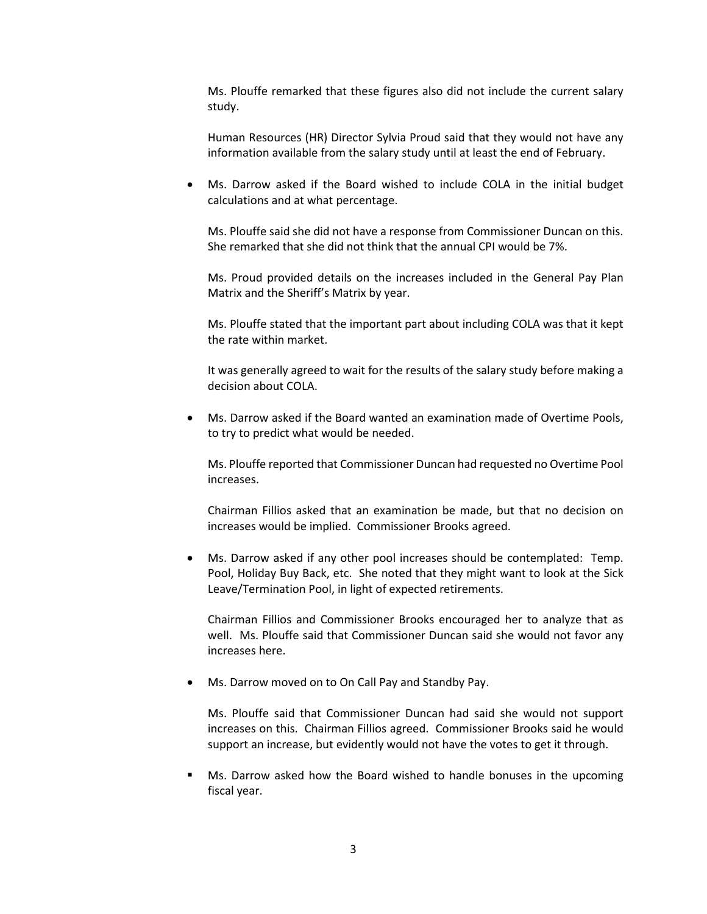Ms. Plouffe remarked that these figures also did not include the current salary study.

Human Resources (HR) Director Sylvia Proud said that they would not have any information available from the salary study until at least the end of February.

- Ms. Darrow asked if the Board wished to include COLA in the initial budget calculations and at what percentage.

  Ms. Plouffe said she did not have a response from Commissioner Duncan on this. She remarked that she did not think that the annual CPI would be 7%.

  Ms. Proud provided details on the increases included in the General Pay Plan Matrix and the Sheriff's Matrix by year.

  Ms. Plouffe stated that the important part about including COLA was that it kept the rate within market.

  It was generally agreed to wait for the results of the salary study before making a decision about COLA.

- Ms. Darrow asked if the Board wanted an examination made of Overtime Pools, to try to predict what would be needed.

  Ms. Plouffe reported that Commissioner Duncan had requested no Overtime Pool increases.

  Chairman Fillios asked that an examination be made, but that no decision on increases would be implied. Commissioner Brooks agreed.

- Ms. Darrow asked if any other pool increases should be contemplated: Temp. Pool, Holiday Buy Back, etc. She noted that they might want to look at the Sick Leave/Termination Pool, in light of expected retirements.

  Chairman Fillios and Commissioner Brooks encouraged her to analyze that as well. Ms. Plouffe said that Commissioner Duncan said she would not favor any increases here.

- Ms. Darrow moved on to On Call Pay and Standby Pay.

  Ms. Plouffe said that Commissioner Duncan had said she would not support increases on this. Chairman Fillios agreed. Commissioner Brooks said he would support an increase, but evidently would not have the votes to get it through.

- Ms. Darrow asked how the Board wished to handle bonuses in the upcoming fiscal year.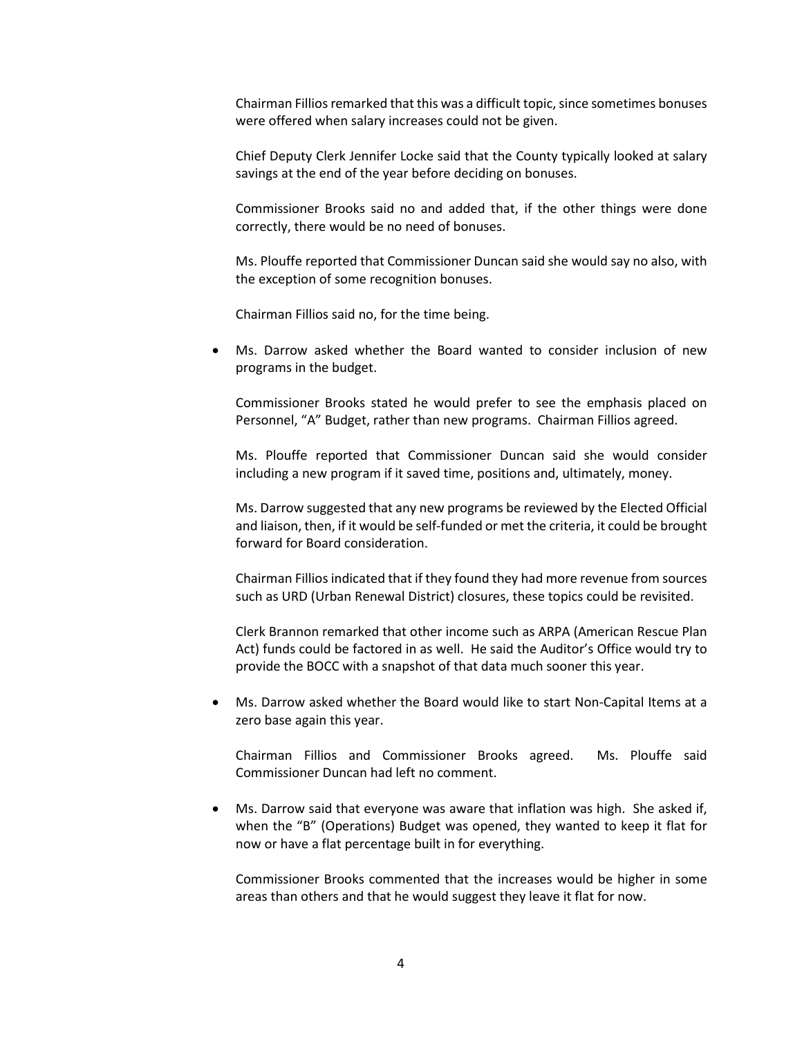Chairman Fillios remarked that this was a difficult topic, since sometimes bonuses were offered when salary increases could not be given.

Chief Deputy Clerk Jennifer Locke said that the County typically looked at salary savings at the end of the year before deciding on bonuses.

Commissioner Brooks said no and added that, if the other things were done correctly, there would be no need of bonuses.

Ms. Plouffe reported that Commissioner Duncan said she would say no also, with the exception of some recognition bonuses.

Chairman Fillios said no, for the time being.

- Ms. Darrow asked whether the Board wanted to consider inclusion of new programs in the budget.

  Commissioner Brooks stated he would prefer to see the emphasis placed on Personnel, "A" Budget, rather than new programs. Chairman Fillios agreed.

  Ms. Plouffe reported that Commissioner Duncan said she would consider including a new program if it saved time, positions and, ultimately, money.

  Ms. Darrow suggested that any new programs be reviewed by the Elected Official and liaison, then, if it would be self-funded or met the criteria, it could be brought forward for Board consideration.

  Chairman Fillios indicated that if they found they had more revenue from sources such as URD (Urban Renewal District) closures, these topics could be revisited.

  Clerk Brannon remarked that other income such as ARPA (American Rescue Plan Act) funds could be factored in as well. He said the Auditor's Office would try to provide the BOCC with a snapshot of that data much sooner this year.

- Ms. Darrow asked whether the Board would like to start Non-Capital Items at a zero base again this year.

  Chairman Fillios and Commissioner Brooks agreed. Ms. Plouffe said Commissioner Duncan had left no comment.

- Ms. Darrow said that everyone was aware that inflation was high. She asked if, when the "B" (Operations) Budget was opened, they wanted to keep it flat for now or have a flat percentage built in for everything.

  Commissioner Brooks commented that the increases would be higher in some areas than others and that he would suggest they leave it flat for now.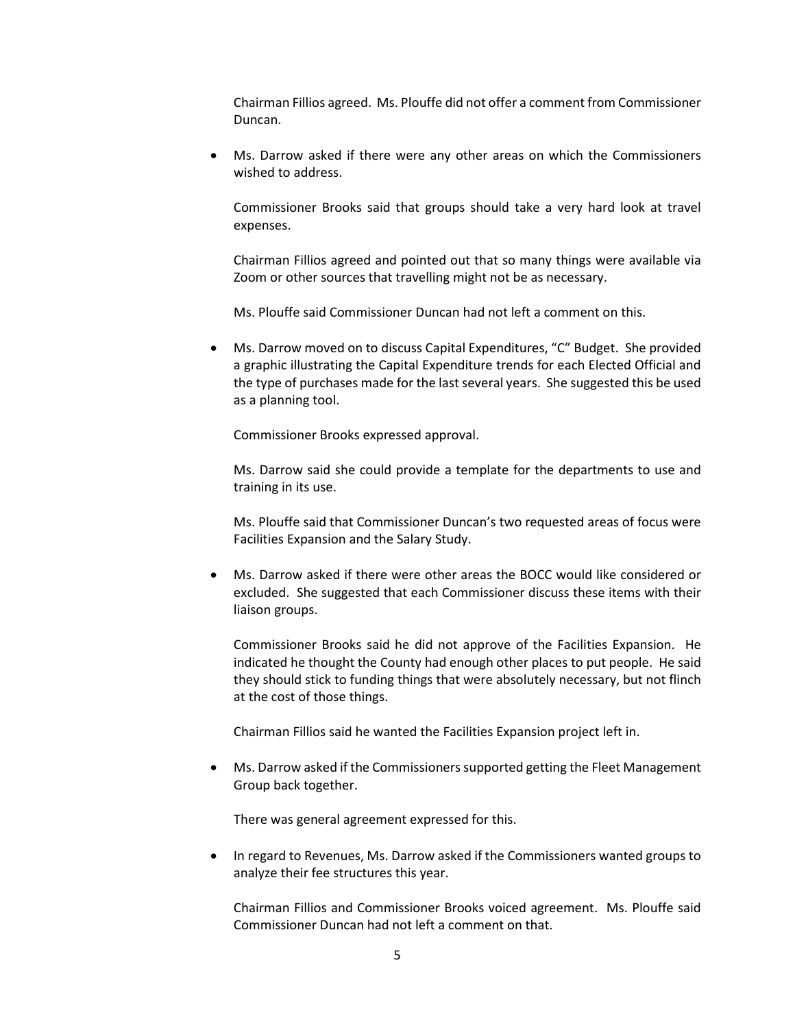Chairman Fillios agreed. Ms. Plouffe did not offer a comment from Commissioner Duncan.

- Ms. Darrow asked if there were any other areas on which the Commissioners wished to address.

  Commissioner Brooks said that groups should take a very hard look at travel expenses.

  Chairman Fillios agreed and pointed out that so many things were available via Zoom or other sources that travelling might not be as necessary.

  Ms. Plouffe said Commissioner Duncan had not left a comment on this.

- Ms. Darrow moved on to discuss Capital Expenditures, "C" Budget. She provided a graphic illustrating the Capital Expenditure trends for each Elected Official and the type of purchases made for the last several years. She suggested this be used as a planning tool.

  Commissioner Brooks expressed approval.

  Ms. Darrow said she could provide a template for the departments to use and training in its use.

  Ms. Plouffe said that Commissioner Duncan's two requested areas of focus were Facilities Expansion and the Salary Study.

- Ms. Darrow asked if there were other areas the BOCC would like considered or excluded. She suggested that each Commissioner discuss these items with their liaison groups.

  Commissioner Brooks said he did not approve of the Facilities Expansion. He indicated he thought the County had enough other places to put people. He said they should stick to funding things that were absolutely necessary, but not flinch at the cost of those things.

  Chairman Fillios said he wanted the Facilities Expansion project left in.

- Ms. Darrow asked if the Commissioners supported getting the Fleet Management Group back together.

  There was general agreement expressed for this.

- In regard to Revenues, Ms. Darrow asked if the Commissioners wanted groups to analyze their fee structures this year.

  Chairman Fillios and Commissioner Brooks voiced agreement. Ms. Plouffe said Commissioner Duncan had not left a comment on that.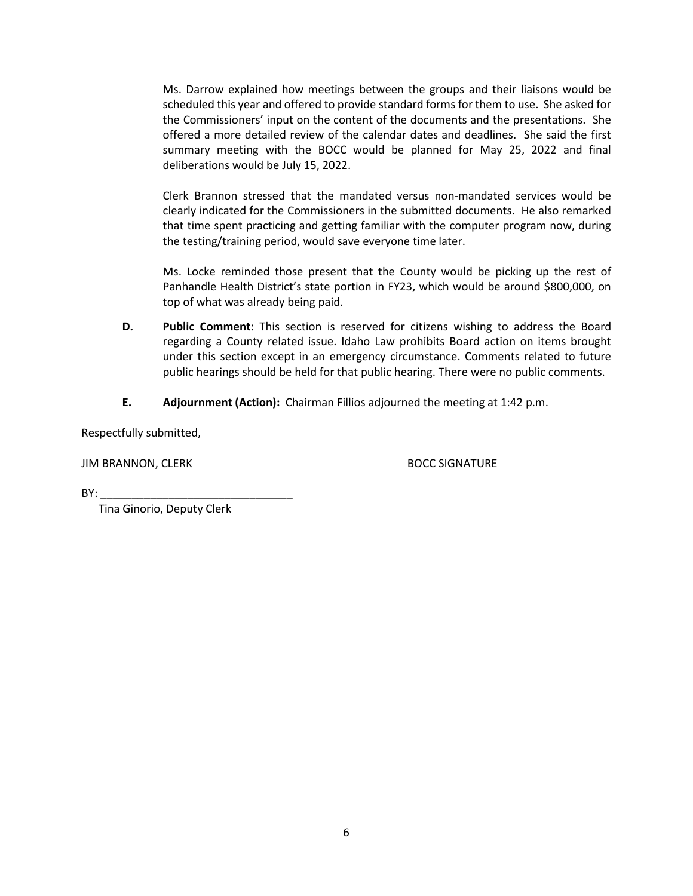Ms. Darrow explained how meetings between the groups and their liaisons would be scheduled this year and offered to provide standard forms for them to use. She asked for the Commissioners' input on the content of the documents and the presentations. She offered a more detailed review of the calendar dates and deadlines. She said the first summary meeting with the BOCC would be planned for May 25, 2022 and final deliberations would be July 15, 2022.

Clerk Brannon stressed that the mandated versus non-mandated services would be clearly indicated for the Commissioners in the submitted documents. He also remarked that time spent practicing and getting familiar with the computer program now, during the testing/training period, would save everyone time later.

Ms. Locke reminded those present that the County would be picking up the rest of Panhandle Health District's state portion in FY23, which would be around $800,000, on top of what was already being paid.

**D. Public Comment:** This section is reserved for citizens wishing to address the Board regarding a County related issue. Idaho Law prohibits Board action on items brought under this section except in an emergency circumstance. Comments related to future public hearings should be held for that public hearing. There were no public comments.

**E. Adjournment (Action):** Chairman Fillios adjourned the meeting at 1:42 p.m.

Respectfully submitted,

JIM BRANNON, CLERK

BOCC SIGNATURE

BY: _______________________________

Tina Ginorio, Deputy Clerk